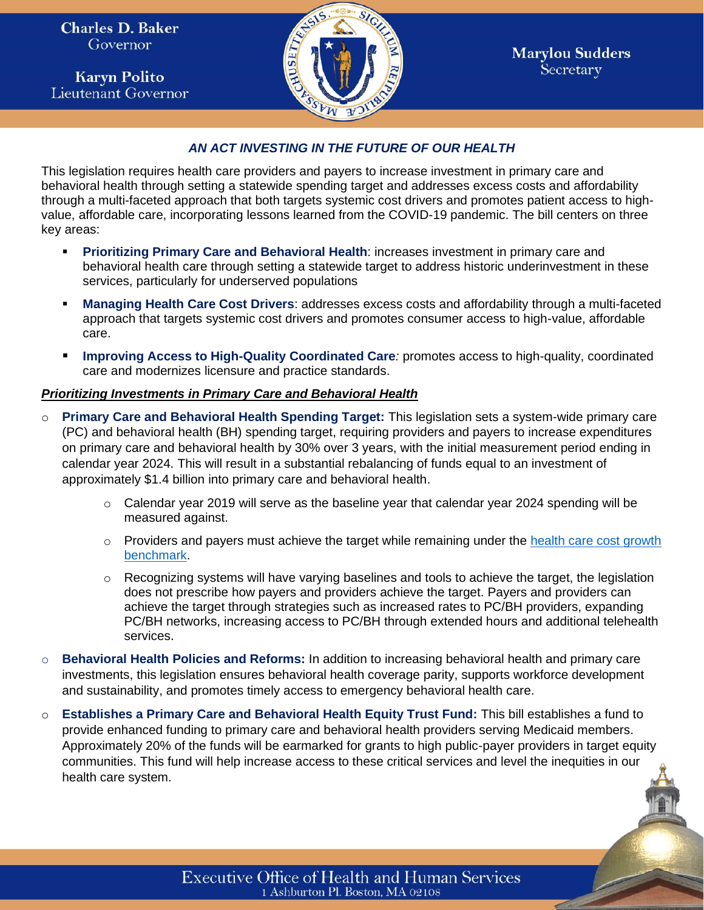Charles D. Baker
Governor

Karyn Polito
Lieutenant Governor

Marylou Sudders
Secretary

# *AN ACT INVESTING IN THE FUTURE OF OUR HEALTH*

This legislation requires health care providers and payers to increase investment in primary care and behavioral health through setting a statewide spending target and addresses excess costs and affordability through a multi-faceted approach that both targets systemic cost drivers and promotes patient access to high-value, affordable care, incorporating lessons learned from the COVID-19 pandemic. The bill centers on three key areas:

- **Prioritizing Primary Care and Behavioral Health**: increases investment in primary care and behavioral health care through setting a statewide target to address historic underinvestment in these services, particularly for underserved populations
- **Managing Health Care Cost Drivers**: addresses excess costs and affordability through a multi-faceted approach that targets systemic cost drivers and promotes consumer access to high-value, affordable care.
- **Improving Access to High-Quality Coordinated Care***:* promotes access to high-quality, coordinated care and modernizes licensure and practice standards.

## ***Prioritizing Investments in Primary Care and Behavioral Health***

- **Primary Care and Behavioral Health Spending Target:** This legislation sets a system-wide primary care (PC) and behavioral health (BH) spending target, requiring providers and payers to increase expenditures on primary care and behavioral health by 30% over 3 years, with the initial measurement period ending in calendar year 2024. This will result in a substantial rebalancing of funds equal to an investment of approximately $1.4 billion into primary care and behavioral health.
  - Calendar year 2019 will serve as the baseline year that calendar year 2024 spending will be measured against.
  - Providers and payers must achieve the target while remaining under the health care cost growth benchmark.
  - Recognizing systems will have varying baselines and tools to achieve the target, the legislation does not prescribe how payers and providers achieve the target. Payers and providers can achieve the target through strategies such as increased rates to PC/BH providers, expanding PC/BH networks, increasing access to PC/BH through extended hours and additional telehealth services.
- **Behavioral Health Policies and Reforms:** In addition to increasing behavioral health and primary care investments, this legislation ensures behavioral health coverage parity, supports workforce development and sustainability, and promotes timely access to emergency behavioral health care.
- **Establishes a Primary Care and Behavioral Health Equity Trust Fund:** This bill establishes a fund to provide enhanced funding to primary care and behavioral health providers serving Medicaid members. Approximately 20% of the funds will be earmarked for grants to high public-payer providers in target equity communities. This fund will help increase access to these critical services and level the inequities in our health care system.

Executive Office of Health and Human Services
1 Ashburton Pl. Boston, MA 02108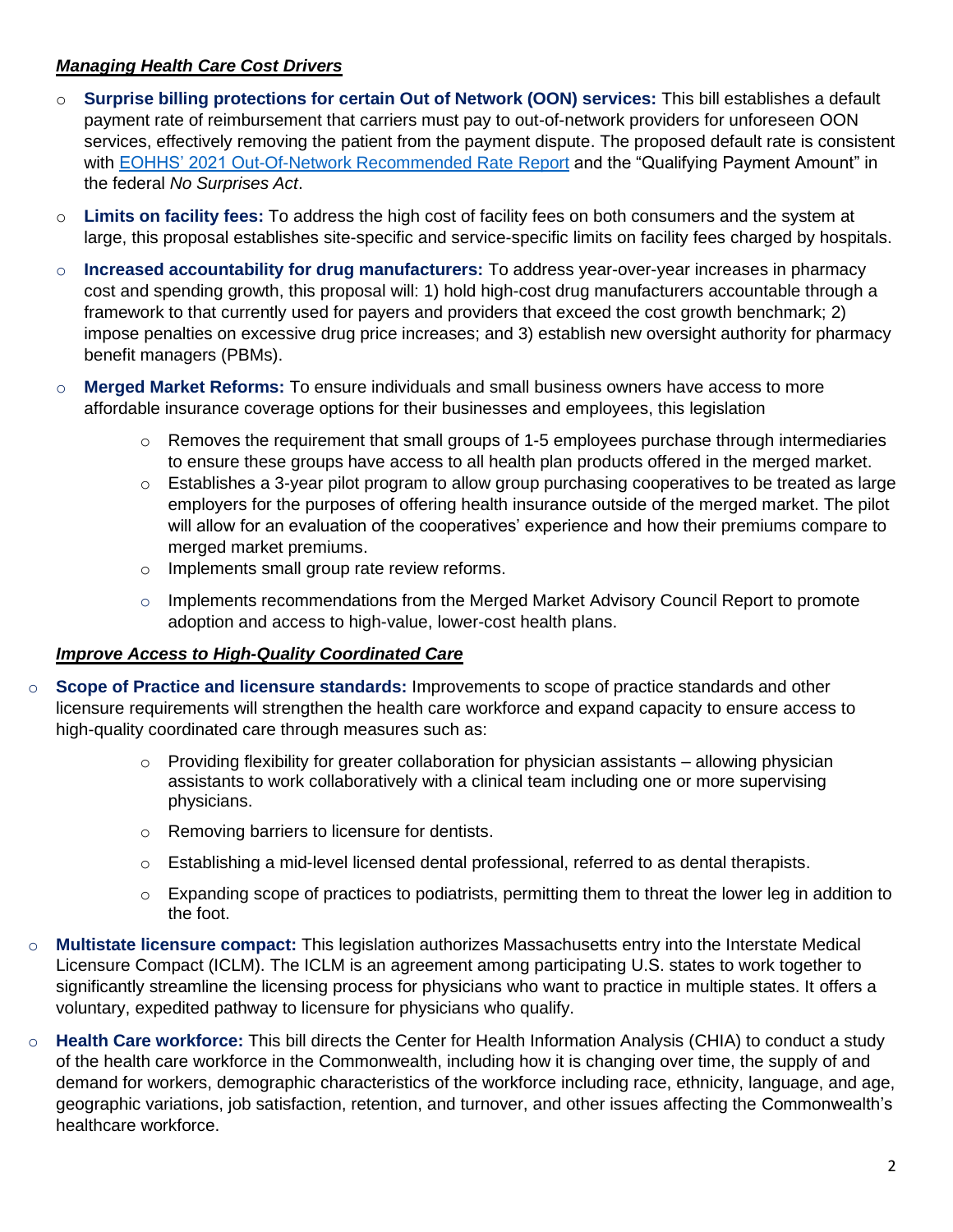***Managing Health Care Cost Drivers***

- **Surprise billing protections for certain Out of Network (OON) services:** This bill establishes a default payment rate of reimbursement that carriers must pay to out-of-network providers for unforeseen OON services, effectively removing the patient from the payment dispute. The proposed default rate is consistent with [EOHHS' 2021 Out-Of-Network Recommended Rate Report]() and the "Qualifying Payment Amount" in the federal *No Surprises Act*.
- **Limits on facility fees:** To address the high cost of facility fees on both consumers and the system at large, this proposal establishes site-specific and service-specific limits on facility fees charged by hospitals.
- **Increased accountability for drug manufacturers:** To address year-over-year increases in pharmacy cost and spending growth, this proposal will: 1) hold high-cost drug manufacturers accountable through a framework to that currently used for payers and providers that exceed the cost growth benchmark; 2) impose penalties on excessive drug price increases; and 3) establish new oversight authority for pharmacy benefit managers (PBMs).
- **Merged Market Reforms:** To ensure individuals and small business owners have access to more affordable insurance coverage options for their businesses and employees, this legislation
    - Removes the requirement that small groups of 1-5 employees purchase through intermediaries to ensure these groups have access to all health plan products offered in the merged market.
    - Establishes a 3-year pilot program to allow group purchasing cooperatives to be treated as large employers for the purposes of offering health insurance outside of the merged market. The pilot will allow for an evaluation of the cooperatives' experience and how their premiums compare to merged market premiums.
    - Implements small group rate review reforms.
    - Implements recommendations from the Merged Market Advisory Council Report to promote adoption and access to high-value, lower-cost health plans.

***Improve Access to High-Quality Coordinated Care***

- **Scope of Practice and licensure standards:** Improvements to scope of practice standards and other licensure requirements will strengthen the health care workforce and expand capacity to ensure access to high-quality coordinated care through measures such as:
    - Providing flexibility for greater collaboration for physician assistants – allowing physician assistants to work collaboratively with a clinical team including one or more supervising physicians.
    - Removing barriers to licensure for dentists.
    - Establishing a mid-level licensed dental professional, referred to as dental therapists.
    - Expanding scope of practices to podiatrists, permitting them to threat the lower leg in addition to the foot.
- **Multistate licensure compact:** This legislation authorizes Massachusetts entry into the Interstate Medical Licensure Compact (ICLM). The ICLM is an agreement among participating U.S. states to work together to significantly streamline the licensing process for physicians who want to practice in multiple states. It offers a voluntary, expedited pathway to licensure for physicians who qualify.
- **Health Care workforce:** This bill directs the Center for Health Information Analysis (CHIA) to conduct a study of the health care workforce in the Commonwealth, including how it is changing over time, the supply of and demand for workers, demographic characteristics of the workforce including race, ethnicity, language, and age, geographic variations, job satisfaction, retention, and turnover, and other issues affecting the Commonwealth's healthcare workforce.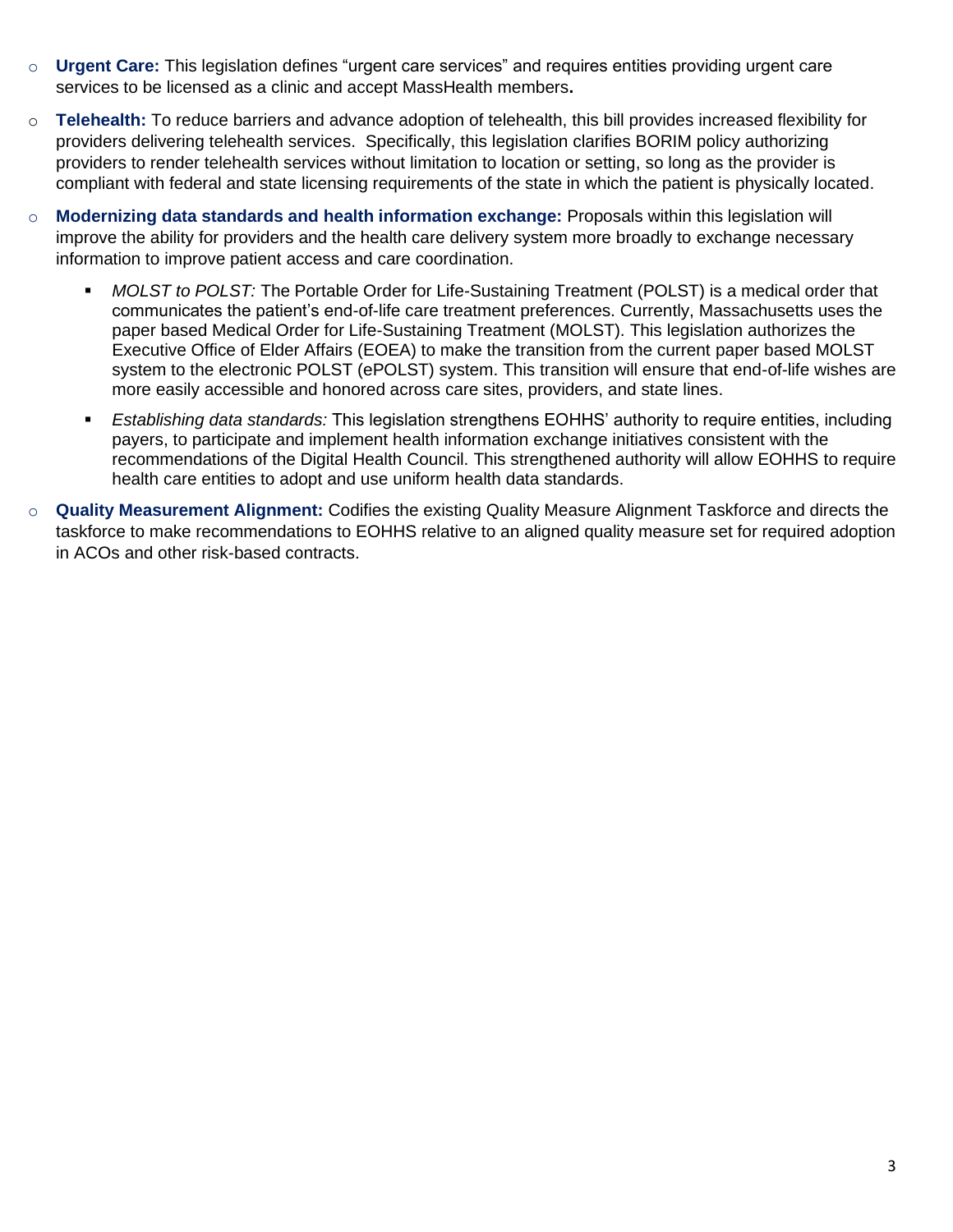- **Urgent Care:** This legislation defines "urgent care services" and requires entities providing urgent care services to be licensed as a clinic and accept MassHealth members**.**
- **Telehealth:** To reduce barriers and advance adoption of telehealth, this bill provides increased flexibility for providers delivering telehealth services. Specifically, this legislation clarifies BORIM policy authorizing providers to render telehealth services without limitation to location or setting, so long as the provider is compliant with federal and state licensing requirements of the state in which the patient is physically located.
- **Modernizing data standards and health information exchange:** Proposals within this legislation will improve the ability for providers and the health care delivery system more broadly to exchange necessary information to improve patient access and care coordination.
  - *MOLST to POLST:* The Portable Order for Life-Sustaining Treatment (POLST) is a medical order that communicates the patient's end-of-life care treatment preferences. Currently, Massachusetts uses the paper based Medical Order for Life-Sustaining Treatment (MOLST). This legislation authorizes the Executive Office of Elder Affairs (EOEA) to make the transition from the current paper based MOLST system to the electronic POLST (ePOLST) system. This transition will ensure that end-of-life wishes are more easily accessible and honored across care sites, providers, and state lines.
  - *Establishing data standards:* This legislation strengthens EOHHS' authority to require entities, including payers, to participate and implement health information exchange initiatives consistent with the recommendations of the Digital Health Council. This strengthened authority will allow EOHHS to require health care entities to adopt and use uniform health data standards.
- **Quality Measurement Alignment:** Codifies the existing Quality Measure Alignment Taskforce and directs the taskforce to make recommendations to EOHHS relative to an aligned quality measure set for required adoption in ACOs and other risk-based contracts.